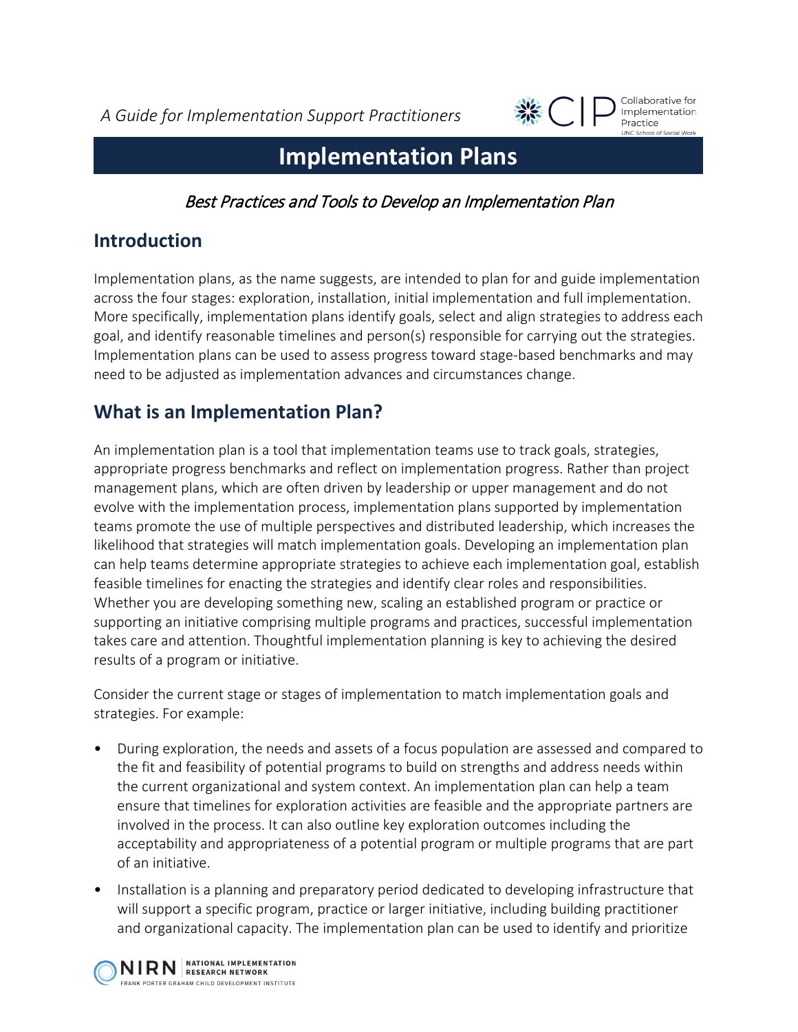*A Guide for Implementation Support Practitioners*

# Implementation Plans

*Best Practices and Tools to Develop an Implementation Plan*

## Introduction

Implementation plans, as the name suggests, are intended to plan for and guide implementation across the four stages: exploration, installation, initial implementation and full implementation. More specifically, implementation plans identify goals, select and align strategies to address each goal, and identify reasonable timelines and person(s) responsible for carrying out the strategies. Implementation plans can be used to assess progress toward stage-based benchmarks and may need to be adjusted as implementation advances and circumstances change.

## What is an Implementation Plan?

An implementation plan is a tool that implementation teams use to track goals, strategies, appropriate progress benchmarks and reflect on implementation progress. Rather than project management plans, which are often driven by leadership or upper management and do not evolve with the implementation process, implementation plans supported by implementation teams promote the use of multiple perspectives and distributed leadership, which increases the likelihood that strategies will match implementation goals. Developing an implementation plan can help teams determine appropriate strategies to achieve each implementation goal, establish feasible timelines for enacting the strategies and identify clear roles and responsibilities. Whether you are developing something new, scaling an established program or practice or supporting an initiative comprising multiple programs and practices, successful implementation takes care and attention. Thoughtful implementation planning is key to achieving the desired results of a program or initiative.

Consider the current stage or stages of implementation to match implementation goals and strategies. For example:

- During exploration, the needs and assets of a focus population are assessed and compared to the fit and feasibility of potential programs to build on strengths and address needs within the current organizational and system context. An implementation plan can help a team ensure that timelines for exploration activities are feasible and the appropriate partners are involved in the process. It can also outline key exploration outcomes including the acceptability and appropriateness of a potential program or multiple programs that are part of an initiative.
- Installation is a planning and preparatory period dedicated to developing infrastructure that will support a specific program, practice or larger initiative, including building practitioner and organizational capacity. The implementation plan can be used to identify and prioritize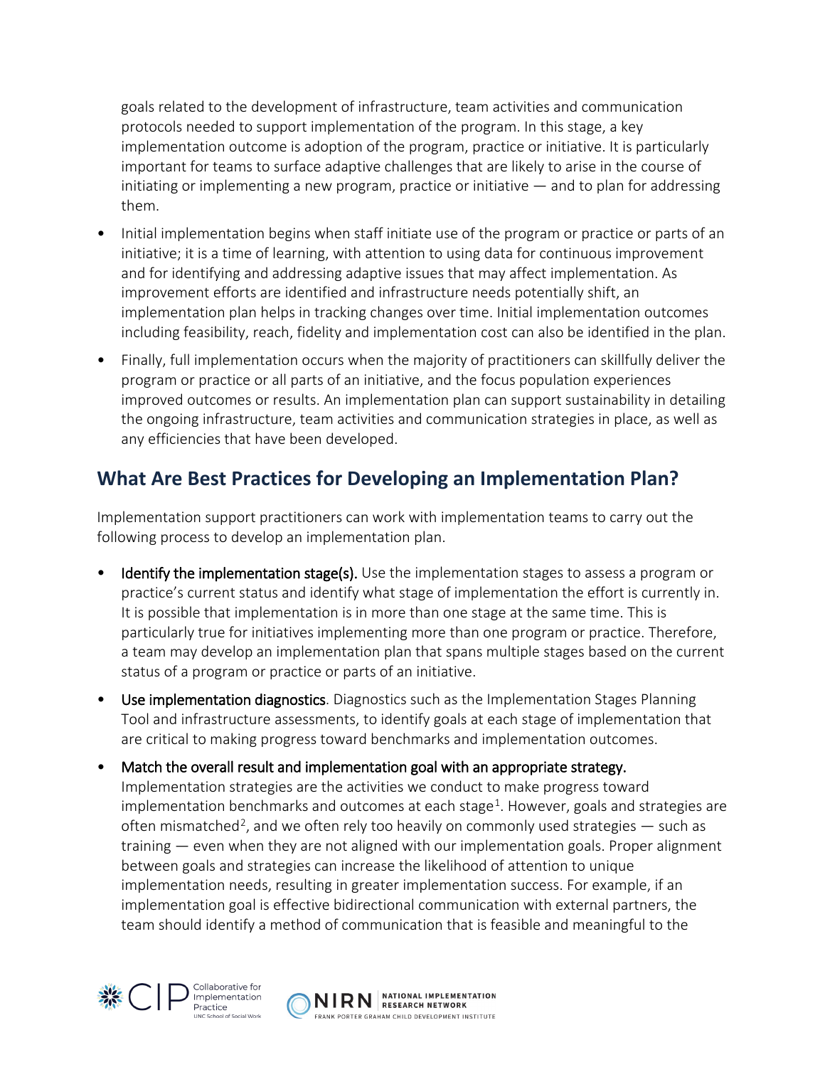goals related to the development of infrastructure, team activities and communication protocols needed to support implementation of the program. In this stage, a key implementation outcome is adoption of the program, practice or initiative. It is particularly important for teams to surface adaptive challenges that are likely to arise in the course of initiating or implementing a new program, practice or initiative — and to plan for addressing them.

- Initial implementation begins when staff initiate use of the program or practice or parts of an initiative; it is a time of learning, with attention to using data for continuous improvement and for identifying and addressing adaptive issues that may affect implementation. As improvement efforts are identified and infrastructure needs potentially shift, an implementation plan helps in tracking changes over time. Initial implementation outcomes including feasibility, reach, fidelity and implementation cost can also be identified in the plan.
- Finally, full implementation occurs when the majority of practitioners can skillfully deliver the program or practice or all parts of an initiative, and the focus population experiences improved outcomes or results. An implementation plan can support sustainability in detailing the ongoing infrastructure, team activities and communication strategies in place, as well as any efficiencies that have been developed.

## What Are Best Practices for Developing an Implementation Plan?

Implementation support practitioners can work with implementation teams to carry out the following process to develop an implementation plan.

- Identify the implementation stage(s). Use the implementation stages to assess a program or practice's current status and identify what stage of implementation the effort is currently in. It is possible that implementation is in more than one stage at the same time. This is particularly true for initiatives implementing more than one program or practice. Therefore, a team may develop an implementation plan that spans multiple stages based on the current status of a program or practice or parts of an initiative.
- Use implementation diagnostics. Diagnostics such as the Implementation Stages Planning Tool and infrastructure assessments, to identify goals at each stage of implementation that are critical to making progress toward benchmarks and implementation outcomes.
- Match the overall result and implementation goal with an appropriate strategy. Implementation strategies are the activities we conduct to make progress toward implementation benchmarks and outcomes at each stage[1]. However, goals and strategies are often mismatched[2], and we often rely too heavily on commonly used strategies — such as training — even when they are not aligned with our implementation goals. Proper alignment between goals and strategies can increase the likelihood of attention to unique implementation needs, resulting in greater implementation success. For example, if an implementation goal is effective bidirectional communication with external partners, the team should identify a method of communication that is feasible and meaningful to the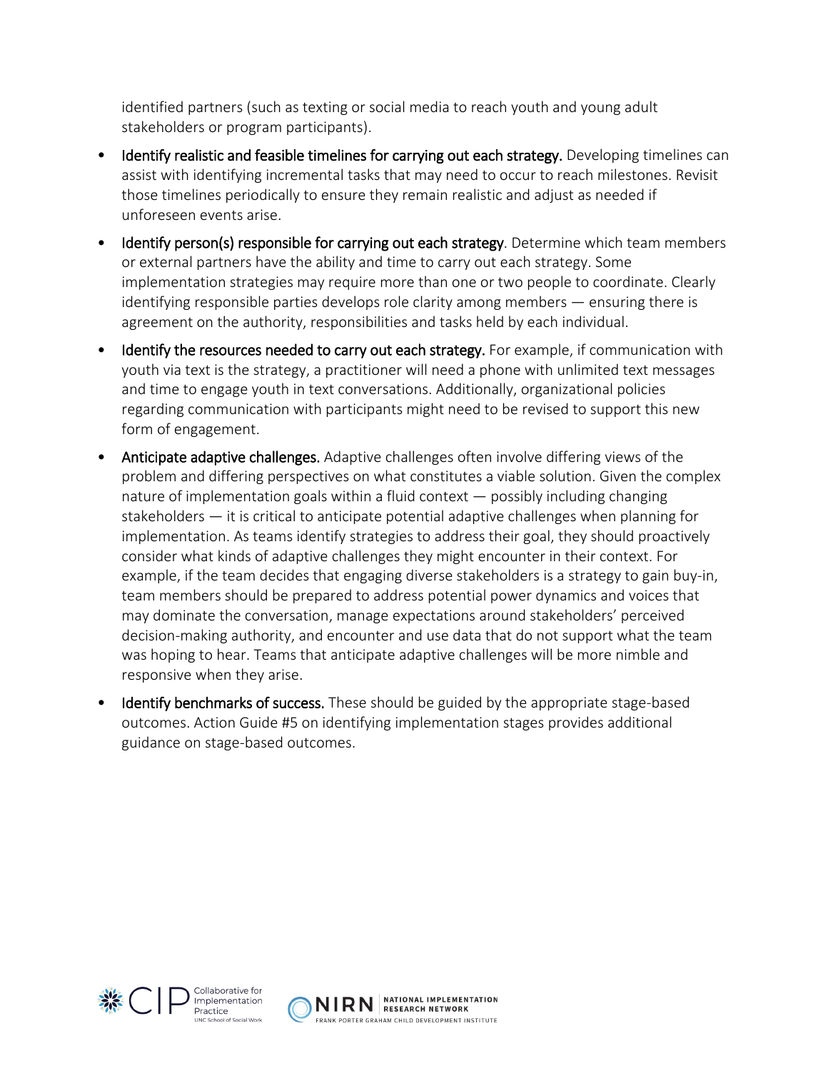identified partners (such as texting or social media to reach youth and young adult stakeholders or program participants).

- **Identify realistic and feasible timelines for carrying out each strategy.** Developing timelines can assist with identifying incremental tasks that may need to occur to reach milestones. Revisit those timelines periodically to ensure they remain realistic and adjust as needed if unforeseen events arise.
- **Identify person(s) responsible for carrying out each strategy**. Determine which team members or external partners have the ability and time to carry out each strategy. Some implementation strategies may require more than one or two people to coordinate. Clearly identifying responsible parties develops role clarity among members — ensuring there is agreement on the authority, responsibilities and tasks held by each individual.
- **Identify the resources needed to carry out each strategy.** For example, if communication with youth via text is the strategy, a practitioner will need a phone with unlimited text messages and time to engage youth in text conversations. Additionally, organizational policies regarding communication with participants might need to be revised to support this new form of engagement.
- **Anticipate adaptive challenges.** Adaptive challenges often involve differing views of the problem and differing perspectives on what constitutes a viable solution. Given the complex nature of implementation goals within a fluid context — possibly including changing stakeholders — it is critical to anticipate potential adaptive challenges when planning for implementation. As teams identify strategies to address their goal, they should proactively consider what kinds of adaptive challenges they might encounter in their context. For example, if the team decides that engaging diverse stakeholders is a strategy to gain buy-in, team members should be prepared to address potential power dynamics and voices that may dominate the conversation, manage expectations around stakeholders' perceived decision-making authority, and encounter and use data that do not support what the team was hoping to hear. Teams that anticipate adaptive challenges will be more nimble and responsive when they arise.
- **Identify benchmarks of success.** These should be guided by the appropriate stage-based outcomes. Action Guide #5 on identifying implementation stages provides additional guidance on stage-based outcomes.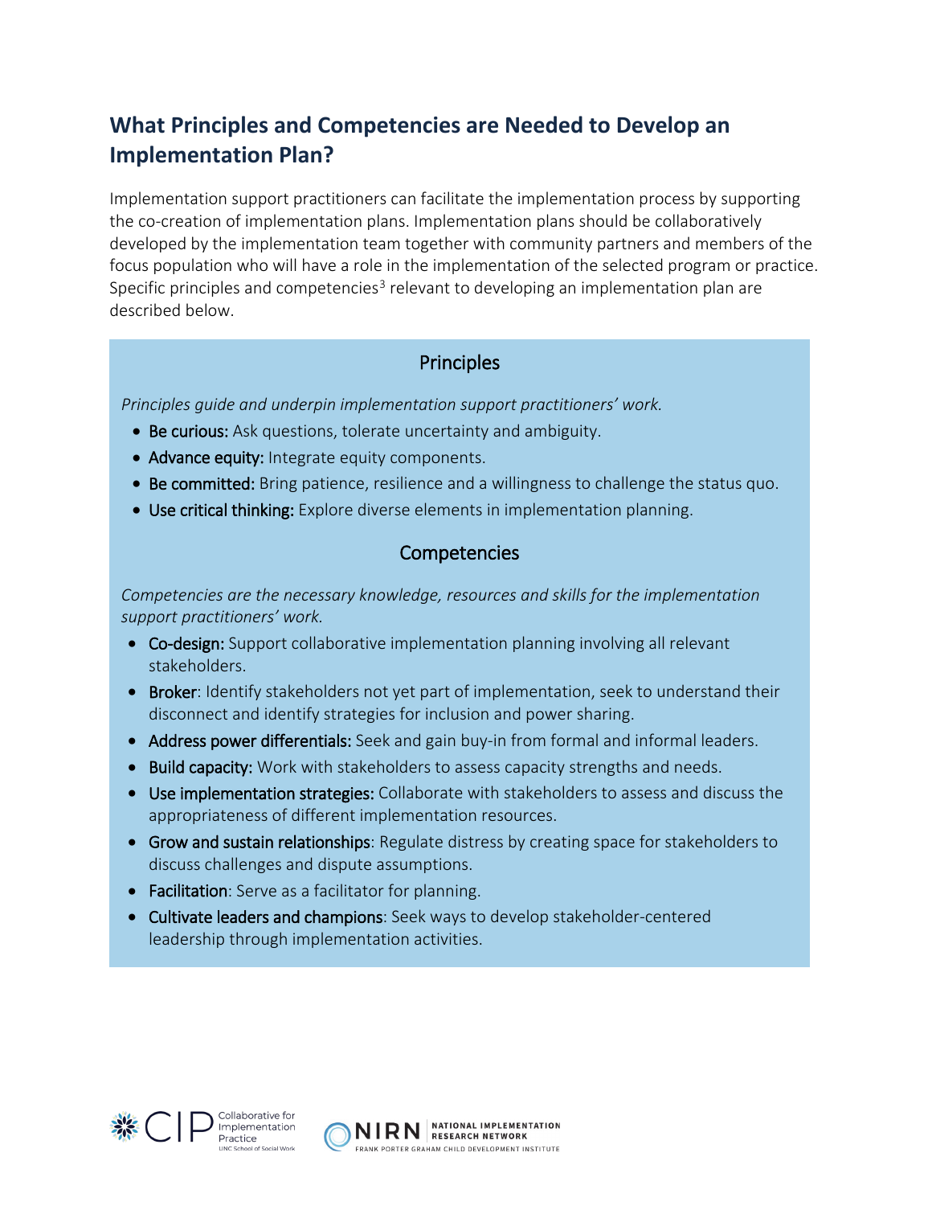## What Principles and Competencies are Needed to Develop an Implementation Plan?

Implementation support practitioners can facilitate the implementation process by supporting the co-creation of implementation plans. Implementation plans should be collaboratively developed by the implementation team together with community partners and members of the focus population who will have a role in the implementation of the selected program or practice. Specific principles and competencies[3] relevant to developing an implementation plan are described below.

### Principles

*Principles guide and underpin implementation support practitioners' work.*

- **Be curious:** Ask questions, tolerate uncertainty and ambiguity.
- **Advance equity:** Integrate equity components.
- **Be committed:** Bring patience, resilience and a willingness to challenge the status quo.
- **Use critical thinking:** Explore diverse elements in implementation planning.

### Competencies

*Competencies are the necessary knowledge, resources and skills for the implementation support practitioners' work.*

- **Co-design:** Support collaborative implementation planning involving all relevant stakeholders.
- **Broker**: Identify stakeholders not yet part of implementation, seek to understand their disconnect and identify strategies for inclusion and power sharing.
- **Address power differentials:** Seek and gain buy-in from formal and informal leaders.
- **Build capacity:** Work with stakeholders to assess capacity strengths and needs.
- **Use implementation strategies:** Collaborate with stakeholders to assess and discuss the appropriateness of different implementation resources.
- **Grow and sustain relationships**: Regulate distress by creating space for stakeholders to discuss challenges and dispute assumptions.
- **Facilitation**: Serve as a facilitator for planning.
- **Cultivate leaders and champions**: Seek ways to develop stakeholder-centered leadership through implementation activities.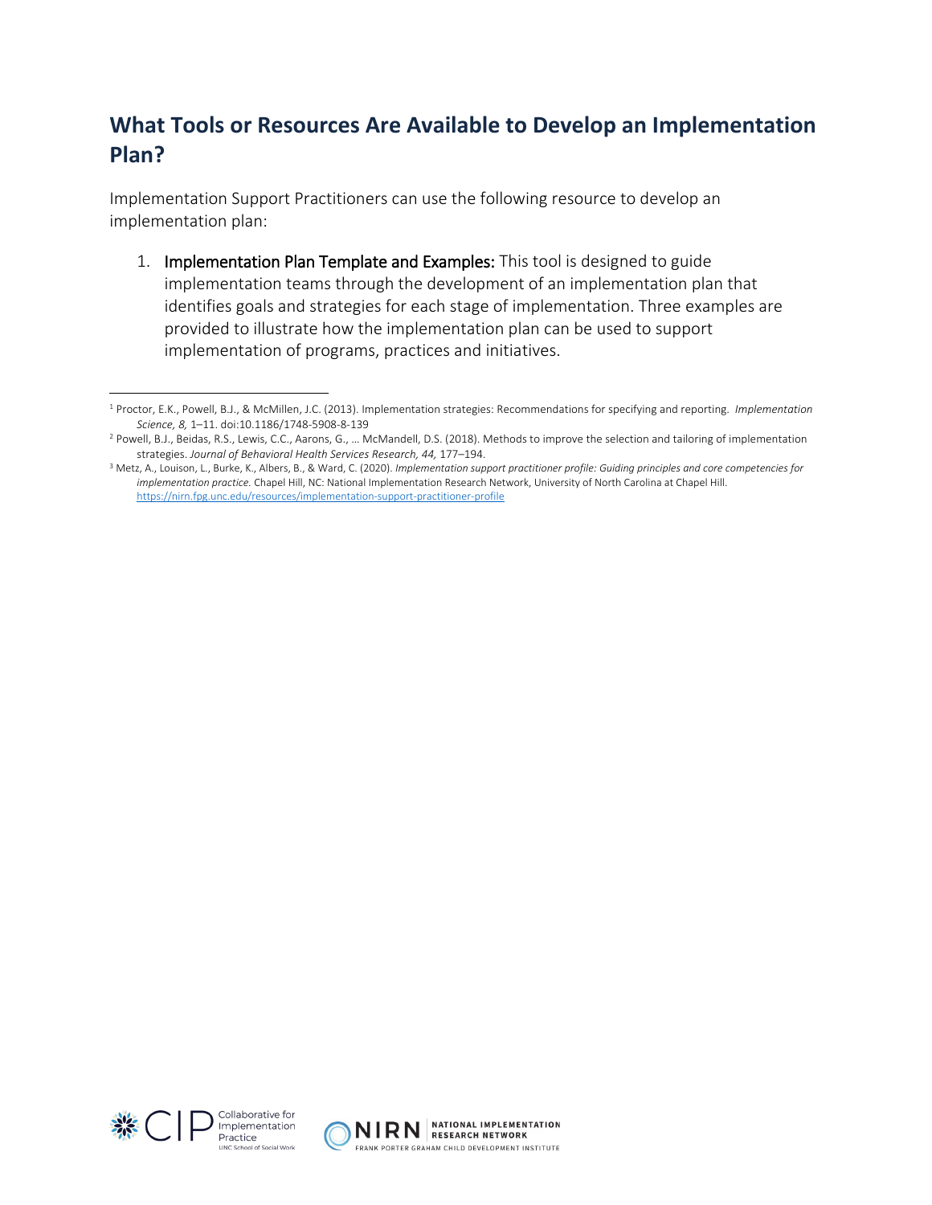## What Tools or Resources Are Available to Develop an Implementation Plan?

Implementation Support Practitioners can use the following resource to develop an implementation plan:

1. **Implementation Plan Template and Examples:** This tool is designed to guide implementation teams through the development of an implementation plan that identifies goals and strategies for each stage of implementation. Three examples are provided to illustrate how the implementation plan can be used to support implementation of programs, practices and initiatives.

---

[1] Proctor, E.K., Powell, B.J., & McMillen, J.C. (2013). Implementation strategies: Recommendations for specifying and reporting. *Implementation Science, 8,* 1–11. doi:10.1186/1748-5908-8-139

[2] Powell, B.J., Beidas, R.S., Lewis, C.C., Aarons, G., … McMandell, D.S. (2018). Methods to improve the selection and tailoring of implementation strategies. *Journal of Behavioral Health Services Research, 44,* 177–194.

[3] Metz, A., Louison, L., Burke, K., Albers, B., & Ward, C. (2020). *Implementation support practitioner profile: Guiding principles and core competencies for implementation practice.* Chapel Hill, NC: National Implementation Research Network, University of North Carolina at Chapel Hill. https://nirn.fpg.unc.edu/resources/implementation-support-practitioner-profile